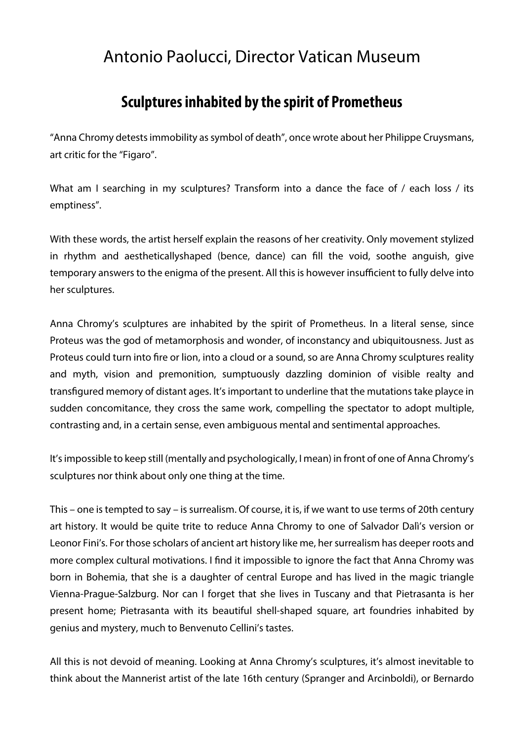# Antonio Paolucci, Director Vatican Museum

## Sculptures inhabited by the spirit of Prometheus

"Anna Chromy detests immobility as symbol of death", once wrote about her Philippe Cruysmans, art critic for the "Figaro".

What am I searching in my sculptures? Transform into a dance the face of / each loss / its emptiness".

With these words, the artist herself explain the reasons of her creativity. Only movement stylized in rhythm and aestheticallyshaped (bence, dance) can fill the void, soothe anguish, give temporary answers to the enigma of the present. All this is however insufficient to fully delve into her sculptures.

Anna Chromy's sculptures are inhabited by the spirit of Prometheus. In a literal sense, since Proteus was the god of metamorphosis and wonder, of inconstancy and ubiquitousness. Just as Proteus could turn into fire or lion, into a cloud or a sound, so are Anna Chromy sculptures reality and myth, vision and premonition, sumptuously dazzling dominion of visible realty and transfigured memory of distant ages. It's important to underline that the mutations take playce in sudden concomitance, they cross the same work, compelling the spectator to adopt multiple, contrasting and, in a certain sense, even ambiguous mental and sentimental approaches.

It's impossible to keep still (mentally and psychologically, I mean) in front of one of Anna Chromy's sculptures nor think about only one thing at the time.

This – one is tempted to say – is surrealism. Of course, it is, if we want to use terms of 20th century art history. It would be quite trite to reduce Anna Chromy to one of Salvador Dalì's version or Leonor Fini's. For those scholars of ancient art history like me, her surrealism has deeper roots and more complex cultural motivations. I find it impossible to ignore the fact that Anna Chromy was born in Bohemia, that she is a daughter of central Europe and has lived in the magic triangle Vienna-Prague-Salzburg. Nor can I forget that she lives in Tuscany and that Pietrasanta is her present home; Pietrasanta with its beautiful shell-shaped square, art foundries inhabited by genius and mystery, much to Benvenuto Cellini's tastes.

All this is not devoid of meaning. Looking at Anna Chromy's sculptures, it's almost inevitable to think about the Mannerist artist of the late 16th century (Spranger and Arcinboldi), or Bernardo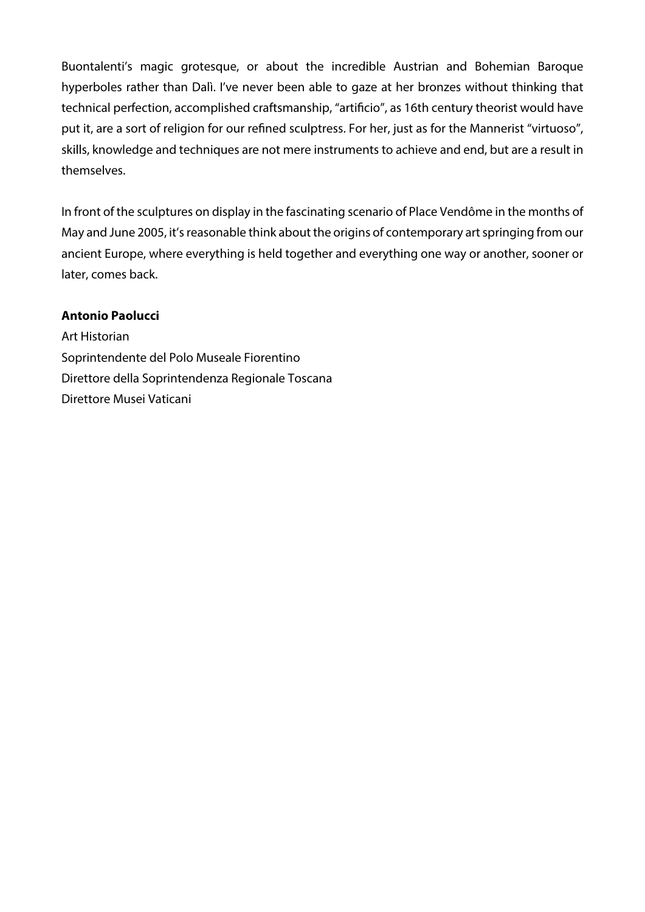Buontalenti's magic grotesque, or about the incredible Austrian and Bohemian Baroque hyperboles rather than Dalì. I've never been able to gaze at her bronzes without thinking that technical perfection, accomplished craftsmanship, "artificio", as 16th century theorist would have put it, are a sort of religion for our refined sculptress. For her, just as for the Mannerist "virtuoso", skills, knowledge and techniques are not mere instruments to achieve and end, but are a result in themselves.

In front of the sculptures on display in the fascinating scenario of Place Vendôme in the months of May and June 2005, it's reasonable think about the origins of contemporary art springing from our ancient Europe, where everything is held together and everything one way or another, sooner or later, comes back.

**Antonio Paolucci**
Art Historian
Soprintendente del Polo Museale Fiorentino
Direttore della Soprintendenza Regionale Toscana
Direttore Musei Vaticani